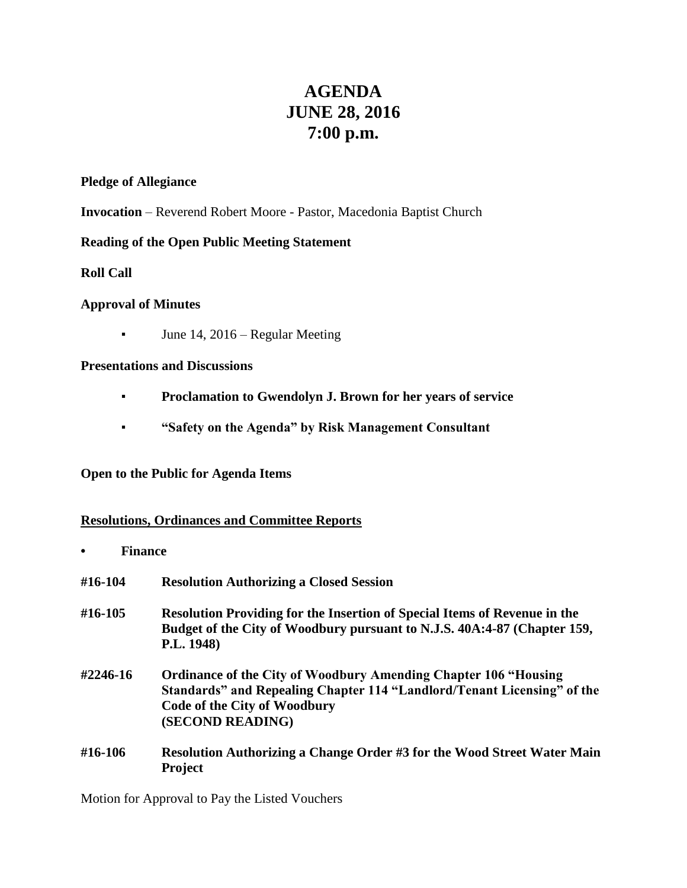# AGENDA
# JUNE 28, 2016
# 7:00 p.m.

**Pledge of Allegiance**

**Invocation** – Reverend Robert Moore - Pastor, Macedonia Baptist Church

**Reading of the Open Public Meeting Statement**

**Roll Call**

**Approval of Minutes**

- June 14, 2016 – Regular Meeting

**Presentations and Discussions**

- **Proclamation to Gwendolyn J. Brown for her years of service**
- **"Safety on the Agenda" by Risk Management Consultant**

**Open to the Public for Agenda Items**

**Resolutions, Ordinances and Committee Reports**

- **Finance**

**#16-104** **Resolution Authorizing a Closed Session**

**#16-105** **Resolution Providing for the Insertion of Special Items of Revenue in the Budget of the City of Woodbury pursuant to N.J.S. 40A:4-87 (Chapter 159, P.L. 1948)**

**#2246-16** **Ordinance of the City of Woodbury Amending Chapter 106 "Housing Standards" and Repealing Chapter 114 "Landlord/Tenant Licensing" of the Code of the City of Woodbury (SECOND READING)**

**#16-106** **Resolution Authorizing a Change Order #3 for the Wood Street Water Main Project**

Motion for Approval to Pay the Listed Vouchers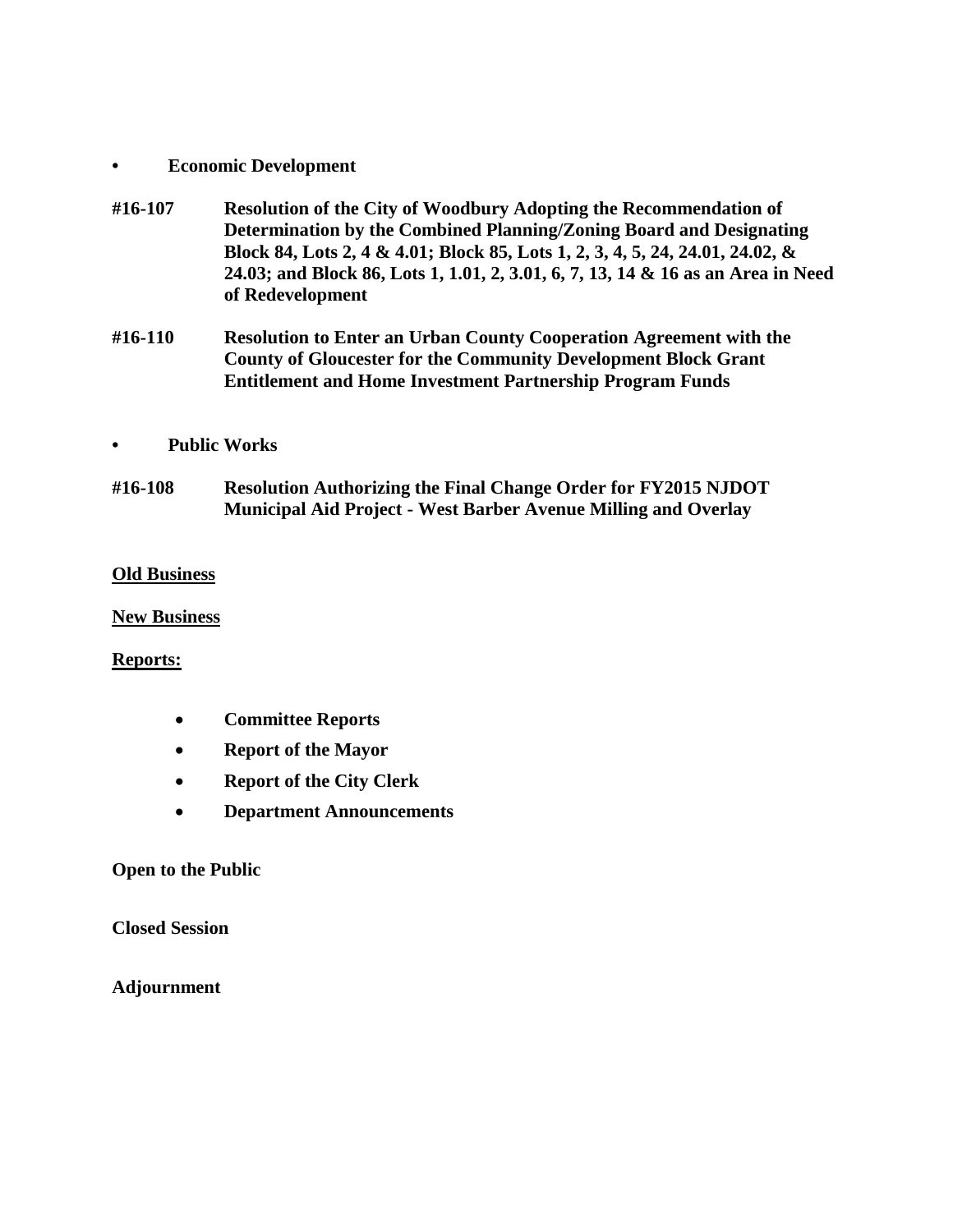- **Economic Development**

**#16-107 Resolution of the City of Woodbury Adopting the Recommendation of Determination by the Combined Planning/Zoning Board and Designating Block 84, Lots 2, 4 & 4.01; Block 85, Lots 1, 2, 3, 4, 5, 24, 24.01, 24.02, & 24.03; and Block 86, Lots 1, 1.01, 2, 3.01, 6, 7, 13, 14 & 16 as an Area in Need of Redevelopment**

**#16-110 Resolution to Enter an Urban County Cooperation Agreement with the County of Gloucester for the Community Development Block Grant Entitlement and Home Investment Partnership Program Funds**

- **Public Works**

**#16-108 Resolution Authorizing the Final Change Order for FY2015 NJDOT Municipal Aid Project - West Barber Avenue Milling and Overlay**

**Old Business**

**New Business**

**Reports:**

- **Committee Reports**
- **Report of the Mayor**
- **Report of the City Clerk**
- **Department Announcements**

**Open to the Public**

**Closed Session**

**Adjournment**